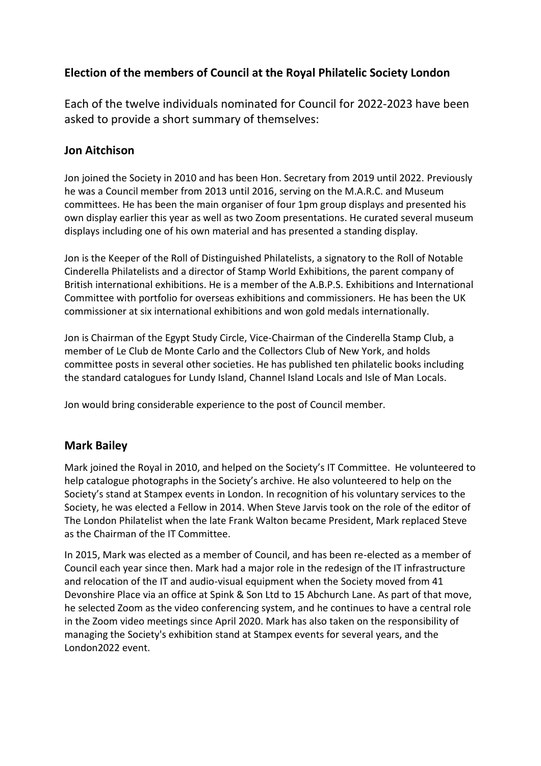## Election of the members of Council at the Royal Philatelic Society London

Each of the twelve individuals nominated for Council for 2022-2023 have been asked to provide a short summary of themselves:

### Jon Aitchison

Jon joined the Society in 2010 and has been Hon. Secretary from 2019 until 2022. Previously he was a Council member from 2013 until 2016, serving on the M.A.R.C. and Museum committees. He has been the main organiser of four 1pm group displays and presented his own display earlier this year as well as two Zoom presentations. He curated several museum displays including one of his own material and has presented a standing display.

Jon is the Keeper of the Roll of Distinguished Philatelists, a signatory to the Roll of Notable Cinderella Philatelists and a director of Stamp World Exhibitions, the parent company of British international exhibitions. He is a member of the A.B.P.S. Exhibitions and International Committee with portfolio for overseas exhibitions and commissioners. He has been the UK commissioner at six international exhibitions and won gold medals internationally.

Jon is Chairman of the Egypt Study Circle, Vice-Chairman of the Cinderella Stamp Club, a member of Le Club de Monte Carlo and the Collectors Club of New York, and holds committee posts in several other societies. He has published ten philatelic books including the standard catalogues for Lundy Island, Channel Island Locals and Isle of Man Locals.

Jon would bring considerable experience to the post of Council member.

### Mark Bailey

Mark joined the Royal in 2010, and helped on the Society's IT Committee. He volunteered to help catalogue photographs in the Society's archive. He also volunteered to help on the Society's stand at Stampex events in London. In recognition of his voluntary services to the Society, he was elected a Fellow in 2014. When Steve Jarvis took on the role of the editor of The London Philatelist when the late Frank Walton became President, Mark replaced Steve as the Chairman of the IT Committee.

In 2015, Mark was elected as a member of Council, and has been re-elected as a member of Council each year since then. Mark had a major role in the redesign of the IT infrastructure and relocation of the IT and audio-visual equipment when the Society moved from 41 Devonshire Place via an office at Spink & Son Ltd to 15 Abchurch Lane. As part of that move, he selected Zoom as the video conferencing system, and he continues to have a central role in the Zoom video meetings since April 2020. Mark has also taken on the responsibility of managing the Society's exhibition stand at Stampex events for several years, and the London2022 event.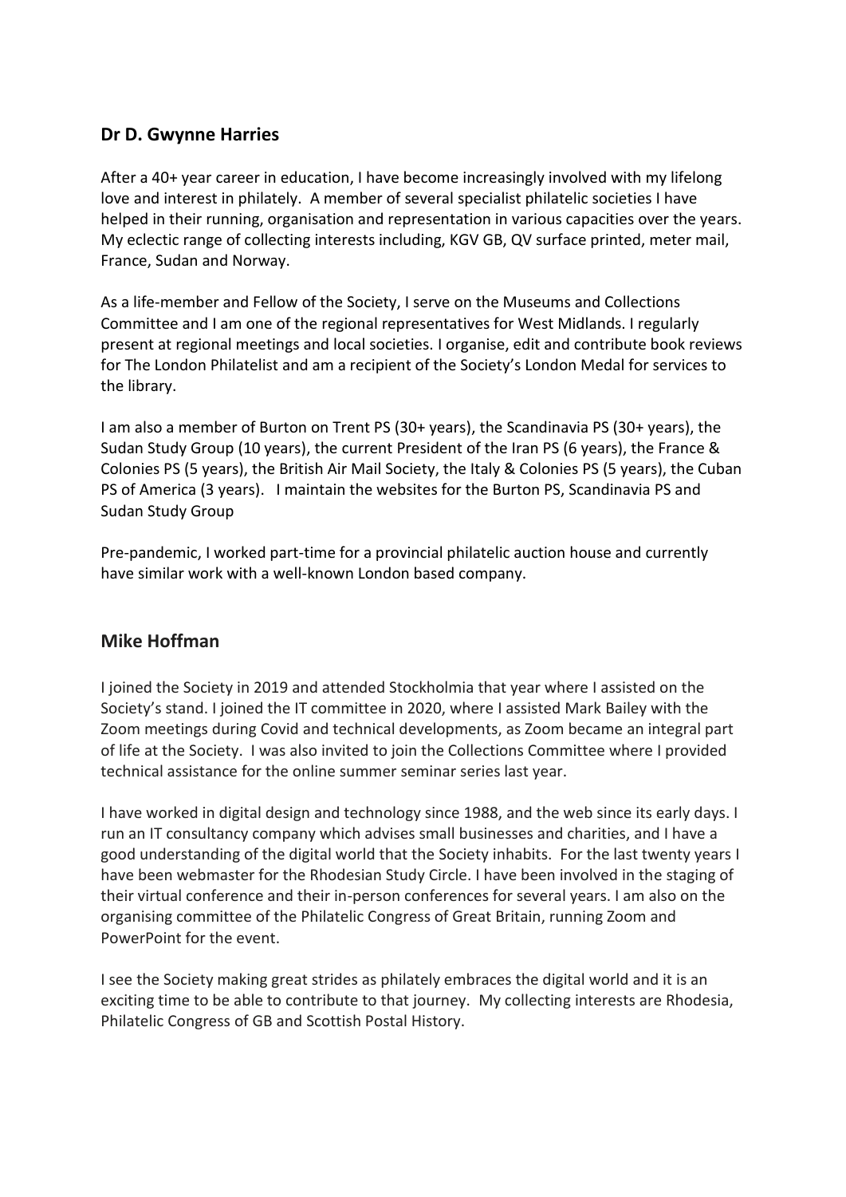## Dr D. Gwynne Harries

After a 40+ year career in education, I have become increasingly involved with my lifelong love and interest in philately. A member of several specialist philatelic societies I have helped in their running, organisation and representation in various capacities over the years. My eclectic range of collecting interests including, KGV GB, QV surface printed, meter mail, France, Sudan and Norway.

As a life-member and Fellow of the Society, I serve on the Museums and Collections Committee and I am one of the regional representatives for West Midlands. I regularly present at regional meetings and local societies. I organise, edit and contribute book reviews for The London Philatelist and am a recipient of the Society's London Medal for services to the library.

I am also a member of Burton on Trent PS (30+ years), the Scandinavia PS (30+ years), the Sudan Study Group (10 years), the current President of the Iran PS (6 years), the France & Colonies PS (5 years), the British Air Mail Society, the Italy & Colonies PS (5 years), the Cuban PS of America (3 years). I maintain the websites for the Burton PS, Scandinavia PS and Sudan Study Group

Pre-pandemic, I worked part-time for a provincial philatelic auction house and currently have similar work with a well-known London based company.

## Mike Hoffman

I joined the Society in 2019 and attended Stockholmia that year where I assisted on the Society's stand. I joined the IT committee in 2020, where I assisted Mark Bailey with the Zoom meetings during Covid and technical developments, as Zoom became an integral part of life at the Society. I was also invited to join the Collections Committee where I provided technical assistance for the online summer seminar series last year.

I have worked in digital design and technology since 1988, and the web since its early days. I run an IT consultancy company which advises small businesses and charities, and I have a good understanding of the digital world that the Society inhabits. For the last twenty years I have been webmaster for the Rhodesian Study Circle. I have been involved in the staging of their virtual conference and their in-person conferences for several years. I am also on the organising committee of the Philatelic Congress of Great Britain, running Zoom and PowerPoint for the event.

I see the Society making great strides as philately embraces the digital world and it is an exciting time to be able to contribute to that journey. My collecting interests are Rhodesia, Philatelic Congress of GB and Scottish Postal History.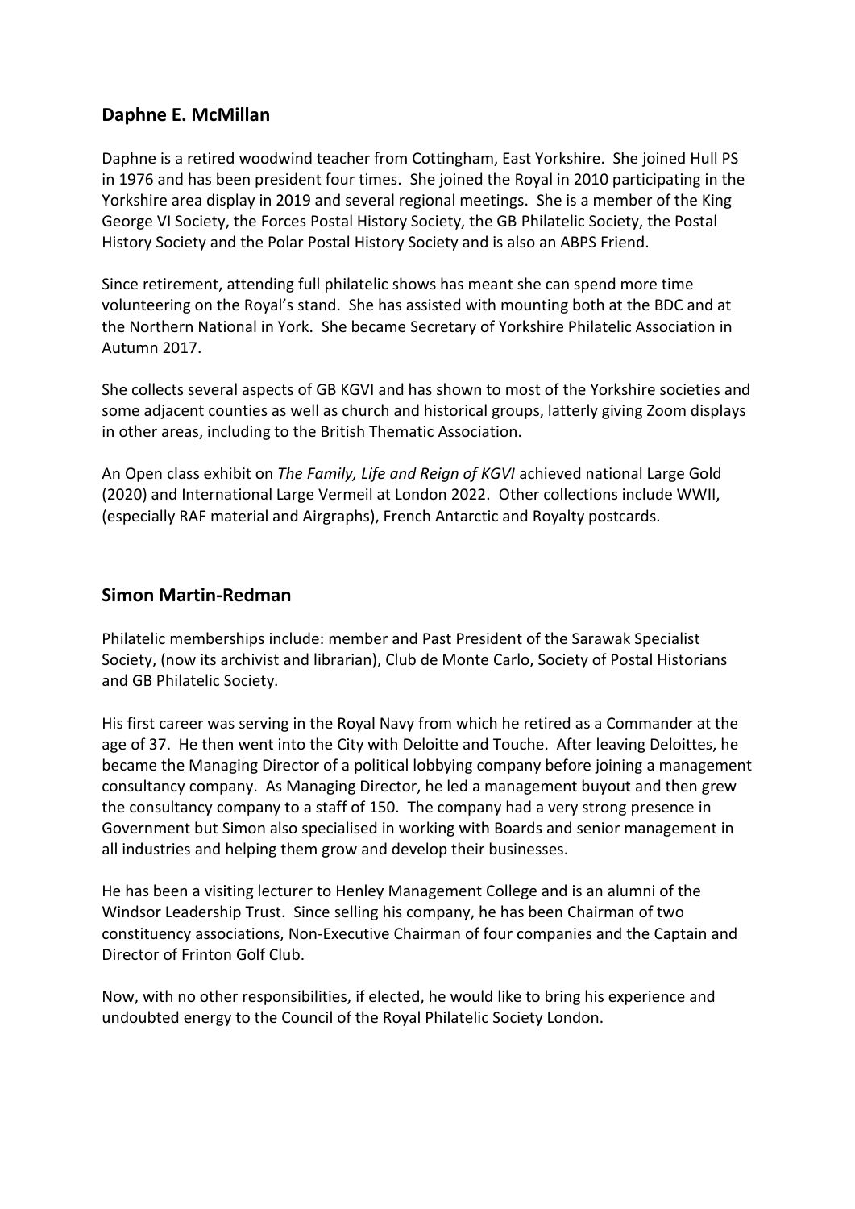## Daphne E. McMillan

Daphne is a retired woodwind teacher from Cottingham, East Yorkshire. She joined Hull PS in 1976 and has been president four times. She joined the Royal in 2010 participating in the Yorkshire area display in 2019 and several regional meetings. She is a member of the King George VI Society, the Forces Postal History Society, the GB Philatelic Society, the Postal History Society and the Polar Postal History Society and is also an ABPS Friend.

Since retirement, attending full philatelic shows has meant she can spend more time volunteering on the Royal's stand. She has assisted with mounting both at the BDC and at the Northern National in York. She became Secretary of Yorkshire Philatelic Association in Autumn 2017.

She collects several aspects of GB KGVI and has shown to most of the Yorkshire societies and some adjacent counties as well as church and historical groups, latterly giving Zoom displays in other areas, including to the British Thematic Association.

An Open class exhibit on *The Family, Life and Reign of KGVI* achieved national Large Gold (2020) and International Large Vermeil at London 2022. Other collections include WWII, (especially RAF material and Airgraphs), French Antarctic and Royalty postcards.

## Simon Martin-Redman

Philatelic memberships include: member and Past President of the Sarawak Specialist Society, (now its archivist and librarian), Club de Monte Carlo, Society of Postal Historians and GB Philatelic Society.

His first career was serving in the Royal Navy from which he retired as a Commander at the age of 37. He then went into the City with Deloitte and Touche. After leaving Deloittes, he became the Managing Director of a political lobbying company before joining a management consultancy company. As Managing Director, he led a management buyout and then grew the consultancy company to a staff of 150. The company had a very strong presence in Government but Simon also specialised in working with Boards and senior management in all industries and helping them grow and develop their businesses.

He has been a visiting lecturer to Henley Management College and is an alumni of the Windsor Leadership Trust. Since selling his company, he has been Chairman of two constituency associations, Non-Executive Chairman of four companies and the Captain and Director of Frinton Golf Club.

Now, with no other responsibilities, if elected, he would like to bring his experience and undoubted energy to the Council of the Royal Philatelic Society London.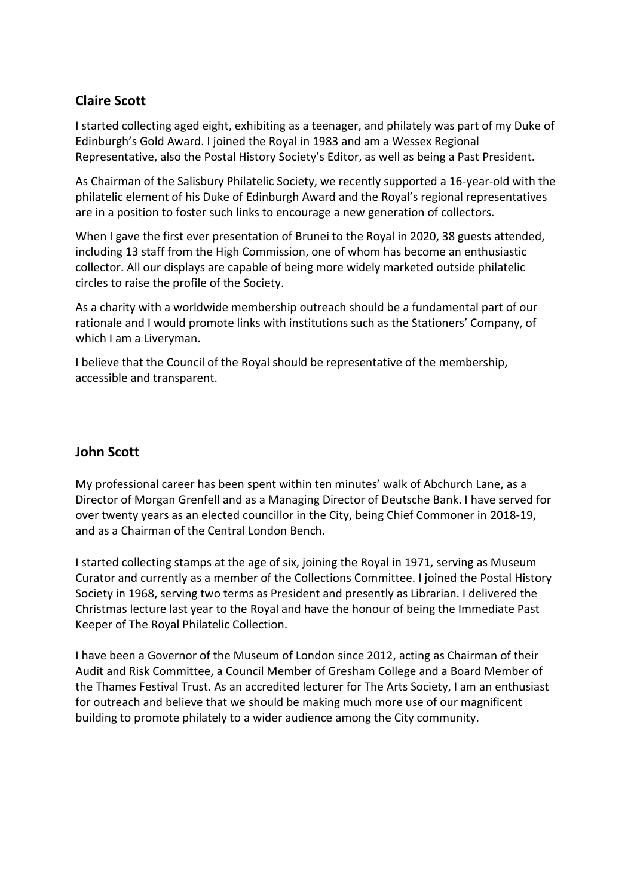## Claire Scott

I started collecting aged eight, exhibiting as a teenager, and philately was part of my Duke of Edinburgh's Gold Award. I joined the Royal in 1983 and am a Wessex Regional Representative, also the Postal History Society's Editor, as well as being a Past President.

As Chairman of the Salisbury Philatelic Society, we recently supported a 16-year-old with the philatelic element of his Duke of Edinburgh Award and the Royal's regional representatives are in a position to foster such links to encourage a new generation of collectors.

When I gave the first ever presentation of Brunei to the Royal in 2020, 38 guests attended, including 13 staff from the High Commission, one of whom has become an enthusiastic collector. All our displays are capable of being more widely marketed outside philatelic circles to raise the profile of the Society.

As a charity with a worldwide membership outreach should be a fundamental part of our rationale and I would promote links with institutions such as the Stationers' Company, of which I am a Liveryman.

I believe that the Council of the Royal should be representative of the membership, accessible and transparent.

## John Scott

My professional career has been spent within ten minutes' walk of Abchurch Lane, as a Director of Morgan Grenfell and as a Managing Director of Deutsche Bank. I have served for over twenty years as an elected councillor in the City, being Chief Commoner in 2018-19, and as a Chairman of the Central London Bench.

I started collecting stamps at the age of six, joining the Royal in 1971, serving as Museum Curator and currently as a member of the Collections Committee. I joined the Postal History Society in 1968, serving two terms as President and presently as Librarian. I delivered the Christmas lecture last year to the Royal and have the honour of being the Immediate Past Keeper of The Royal Philatelic Collection.

I have been a Governor of the Museum of London since 2012, acting as Chairman of their Audit and Risk Committee, a Council Member of Gresham College and a Board Member of the Thames Festival Trust. As an accredited lecturer for The Arts Society, I am an enthusiast for outreach and believe that we should be making much more use of our magnificent building to promote philately to a wider audience among the City community.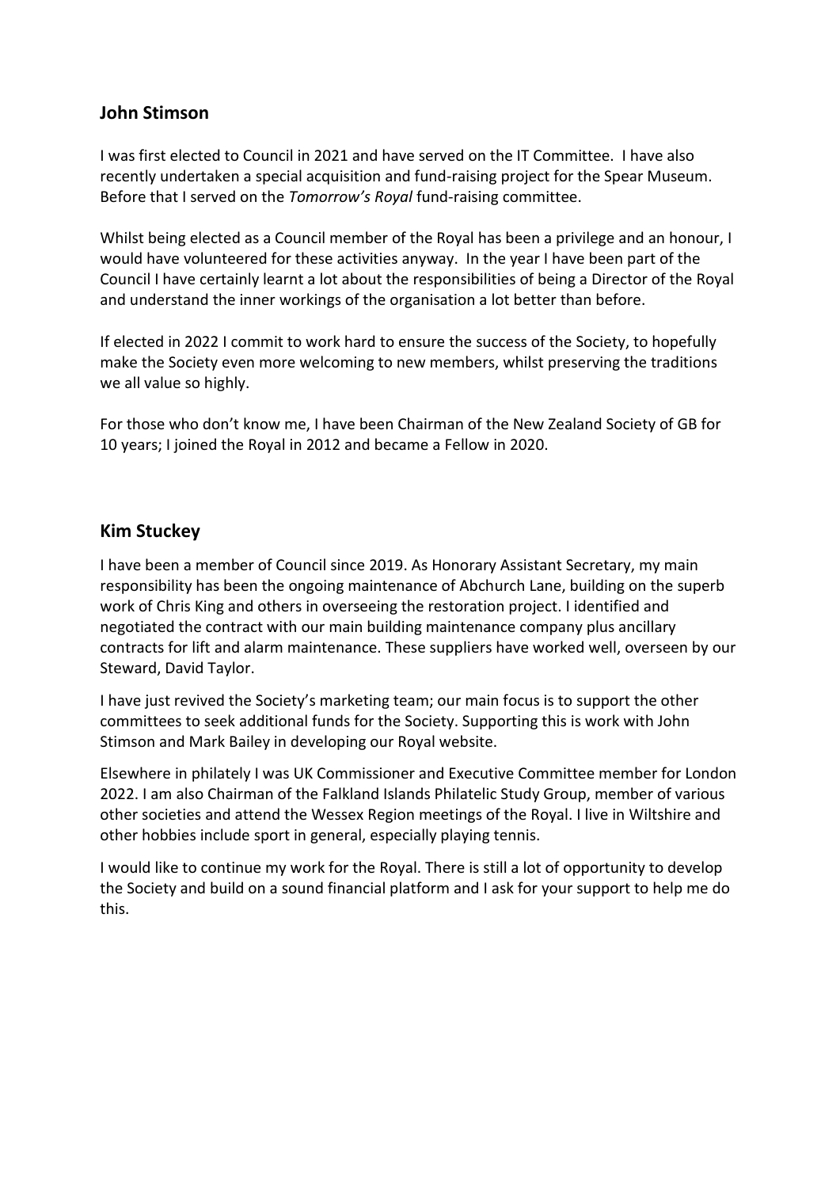## John Stimson

I was first elected to Council in 2021 and have served on the IT Committee. I have also recently undertaken a special acquisition and fund-raising project for the Spear Museum. Before that I served on the *Tomorrow's Royal* fund-raising committee.

Whilst being elected as a Council member of the Royal has been a privilege and an honour, I would have volunteered for these activities anyway. In the year I have been part of the Council I have certainly learnt a lot about the responsibilities of being a Director of the Royal and understand the inner workings of the organisation a lot better than before.

If elected in 2022 I commit to work hard to ensure the success of the Society, to hopefully make the Society even more welcoming to new members, whilst preserving the traditions we all value so highly.

For those who don't know me, I have been Chairman of the New Zealand Society of GB for 10 years; I joined the Royal in 2012 and became a Fellow in 2020.

## Kim Stuckey

I have been a member of Council since 2019. As Honorary Assistant Secretary, my main responsibility has been the ongoing maintenance of Abchurch Lane, building on the superb work of Chris King and others in overseeing the restoration project. I identified and negotiated the contract with our main building maintenance company plus ancillary contracts for lift and alarm maintenance. These suppliers have worked well, overseen by our Steward, David Taylor.

I have just revived the Society's marketing team; our main focus is to support the other committees to seek additional funds for the Society. Supporting this is work with John Stimson and Mark Bailey in developing our Royal website.

Elsewhere in philately I was UK Commissioner and Executive Committee member for London 2022. I am also Chairman of the Falkland Islands Philatelic Study Group, member of various other societies and attend the Wessex Region meetings of the Royal. I live in Wiltshire and other hobbies include sport in general, especially playing tennis.

I would like to continue my work for the Royal. There is still a lot of opportunity to develop the Society and build on a sound financial platform and I ask for your support to help me do this.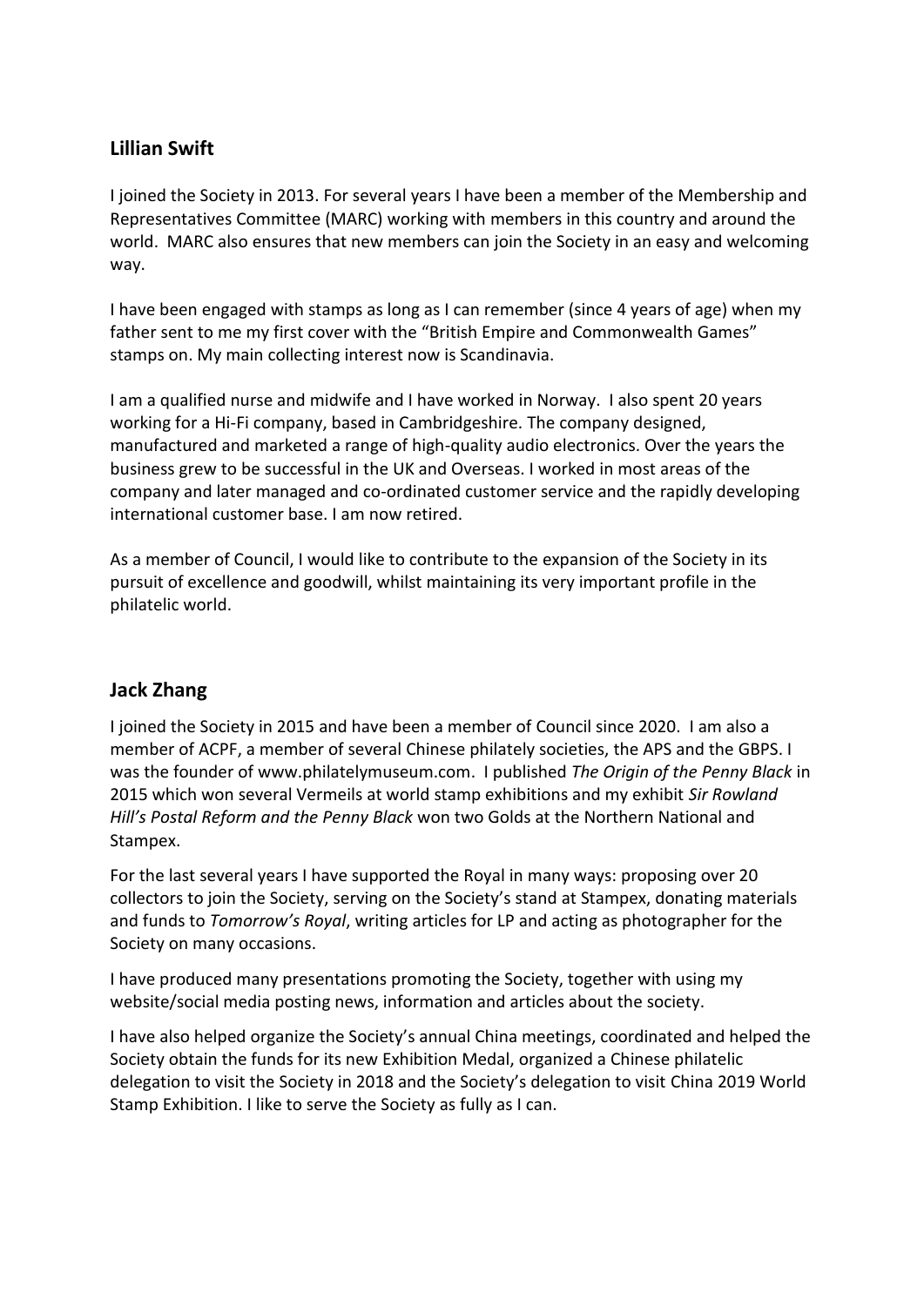## Lillian Swift

I joined the Society in 2013. For several years I have been a member of the Membership and Representatives Committee (MARC) working with members in this country and around the world. MARC also ensures that new members can join the Society in an easy and welcoming way.

I have been engaged with stamps as long as I can remember (since 4 years of age) when my father sent to me my first cover with the "British Empire and Commonwealth Games" stamps on. My main collecting interest now is Scandinavia.

I am a qualified nurse and midwife and I have worked in Norway. I also spent 20 years working for a Hi-Fi company, based in Cambridgeshire. The company designed, manufactured and marketed a range of high-quality audio electronics. Over the years the business grew to be successful in the UK and Overseas. I worked in most areas of the company and later managed and co-ordinated customer service and the rapidly developing international customer base. I am now retired.

As a member of Council, I would like to contribute to the expansion of the Society in its pursuit of excellence and goodwill, whilst maintaining its very important profile in the philatelic world.

## Jack Zhang

I joined the Society in 2015 and have been a member of Council since 2020. I am also a member of ACPF, a member of several Chinese philately societies, the APS and the GBPS. I was the founder of www.philatelymuseum.com. I published *The Origin of the Penny Black* in 2015 which won several Vermeils at world stamp exhibitions and my exhibit *Sir Rowland Hill's Postal Reform and the Penny Black* won two Golds at the Northern National and Stampex.

For the last several years I have supported the Royal in many ways: proposing over 20 collectors to join the Society, serving on the Society's stand at Stampex, donating materials and funds to *Tomorrow's Royal*, writing articles for LP and acting as photographer for the Society on many occasions.

I have produced many presentations promoting the Society, together with using my website/social media posting news, information and articles about the society.

I have also helped organize the Society's annual China meetings, coordinated and helped the Society obtain the funds for its new Exhibition Medal, organized a Chinese philatelic delegation to visit the Society in 2018 and the Society's delegation to visit China 2019 World Stamp Exhibition. I like to serve the Society as fully as I can.